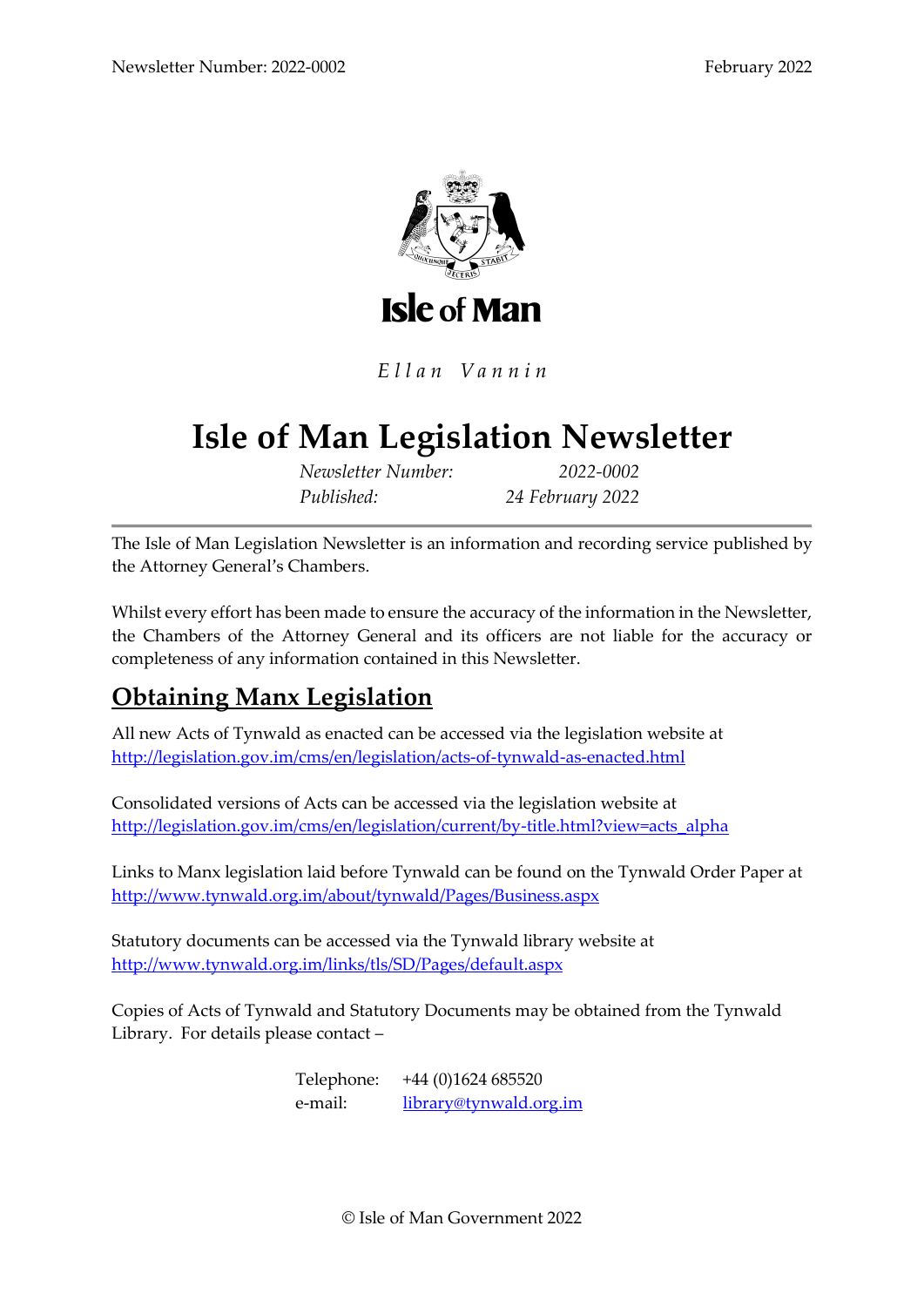Isle of Man

*Ellan Vannin*

# Isle of Man Legislation Newsletter

*Newsletter Number:* *2022-0002*
*Published:* *24 February 2022*

---

The Isle of Man Legislation Newsletter is an information and recording service published by the Attorney General's Chambers.

Whilst every effort has been made to ensure the accuracy of the information in the Newsletter, the Chambers of the Attorney General and its officers are not liable for the accuracy or completeness of any information contained in this Newsletter.

## Obtaining Manx Legislation

All new Acts of Tynwald as enacted can be accessed via the legislation website at
http://legislation.gov.im/cms/en/legislation/acts-of-tynwald-as-enacted.html

Consolidated versions of Acts can be accessed via the legislation website at
http://legislation.gov.im/cms/en/legislation/current/by-title.html?view=acts_alpha

Links to Manx legislation laid before Tynwald can be found on the Tynwald Order Paper at
http://www.tynwald.org.im/about/tynwald/Pages/Business.aspx

Statutory documents can be accessed via the Tynwald library website at
http://www.tynwald.org.im/links/tls/SD/Pages/default.aspx

Copies of Acts of Tynwald and Statutory Documents may be obtained from the Tynwald Library. For details please contact –

Telephone: +44 (0)1624 685520
e-mail: library@tynwald.org.im

© Isle of Man Government 2022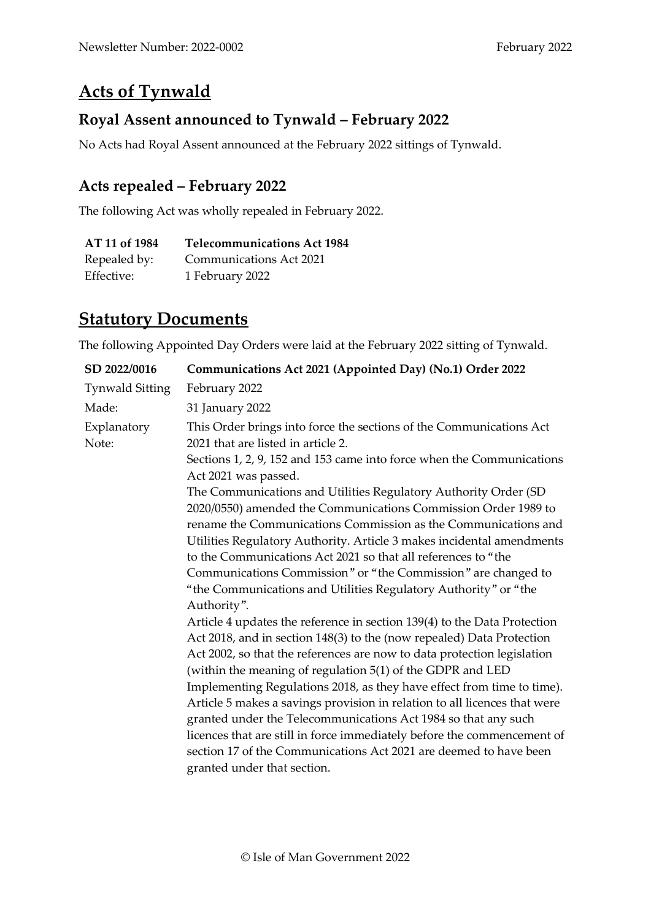# Acts of Tynwald

## Royal Assent announced to Tynwald – February 2022

No Acts had Royal Assent announced at the February 2022 sittings of Tynwald.

## Acts repealed – February 2022

The following Act was wholly repealed in February 2022.

| **AT 11 of 1984** | **Telecommunications Act 1984** |
|---|---|
| Repealed by: | Communications Act 2021 |
| Effective: | 1 February 2022 |

# Statutory Documents

The following Appointed Day Orders were laid at the February 2022 sitting of Tynwald.

| **SD 2022/0016** | **Communications Act 2021 (Appointed Day) (No.1) Order 2022** |
|---|---|
| Tynwald Sitting | February 2022 |
| Made: | 31 January 2022 |
| Explanatory Note: | This Order brings into force the sections of the Communications Act 2021 that are listed in article 2.<br>Sections 1, 2, 9, 152 and 153 came into force when the Communications Act 2021 was passed.<br>The Communications and Utilities Regulatory Authority Order (SD 2020/0550) amended the Communications Commission Order 1989 to rename the Communications Commission as the Communications and Utilities Regulatory Authority. Article 3 makes incidental amendments to the Communications Act 2021 so that all references to "the Communications Commission" or "the Commission" are changed to "the Communications and Utilities Regulatory Authority" or "the Authority".<br>Article 4 updates the reference in section 139(4) to the Data Protection Act 2018, and in section 148(3) to the (now repealed) Data Protection Act 2002, so that the references are now to data protection legislation (within the meaning of regulation 5(1) of the GDPR and LED Implementing Regulations 2018, as they have effect from time to time).<br>Article 5 makes a savings provision in relation to all licences that were granted under the Telecommunications Act 1984 so that any such licences that are still in force immediately before the commencement of section 17 of the Communications Act 2021 are deemed to have been granted under that section. |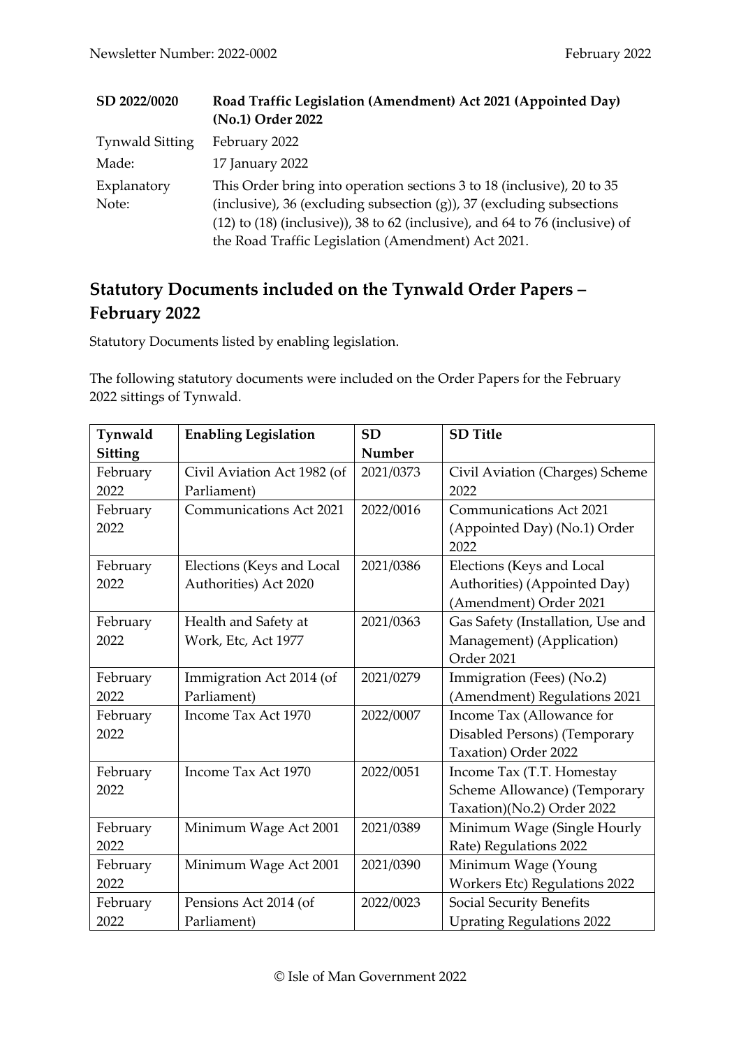| SD 2022/0020 | Road Traffic Legislation (Amendment) Act 2021 (Appointed Day) (No.1) Order 2022 |
|---|---|
| Tynwald Sitting | February 2022 |
| Made: | 17 January 2022 |
| Explanatory Note: | This Order bring into operation sections 3 to 18 (inclusive), 20 to 35 (inclusive), 36 (excluding subsection (g)), 37 (excluding subsections (12) to (18) (inclusive)), 38 to 62 (inclusive), and 64 to 76 (inclusive) of the Road Traffic Legislation (Amendment) Act 2021. |

## Statutory Documents included on the Tynwald Order Papers – February 2022

Statutory Documents listed by enabling legislation.

The following statutory documents were included on the Order Papers for the February 2022 sittings of Tynwald.

| Tynwald Sitting | Enabling Legislation | SD Number | SD Title |
|---|---|---|---|
| February 2022 | Civil Aviation Act 1982 (of Parliament) | 2021/0373 | Civil Aviation (Charges) Scheme 2022 |
| February 2022 | Communications Act 2021 | 2022/0016 | Communications Act 2021 (Appointed Day) (No.1) Order 2022 |
| February 2022 | Elections (Keys and Local Authorities) Act 2020 | 2021/0386 | Elections (Keys and Local Authorities) (Appointed Day) (Amendment) Order 2021 |
| February 2022 | Health and Safety at Work, Etc, Act 1977 | 2021/0363 | Gas Safety (Installation, Use and Management) (Application) Order 2021 |
| February 2022 | Immigration Act 2014 (of Parliament) | 2021/0279 | Immigration (Fees) (No.2) (Amendment) Regulations 2021 |
| February 2022 | Income Tax Act 1970 | 2022/0007 | Income Tax (Allowance for Disabled Persons) (Temporary Taxation) Order 2022 |
| February 2022 | Income Tax Act 1970 | 2022/0051 | Income Tax (T.T. Homestay Scheme Allowance) (Temporary Taxation)(No.2) Order 2022 |
| February 2022 | Minimum Wage Act 2001 | 2021/0389 | Minimum Wage (Single Hourly Rate) Regulations 2022 |
| February 2022 | Minimum Wage Act 2001 | 2021/0390 | Minimum Wage (Young Workers Etc) Regulations 2022 |
| February 2022 | Pensions Act 2014 (of Parliament) | 2022/0023 | Social Security Benefits Uprating Regulations 2022 |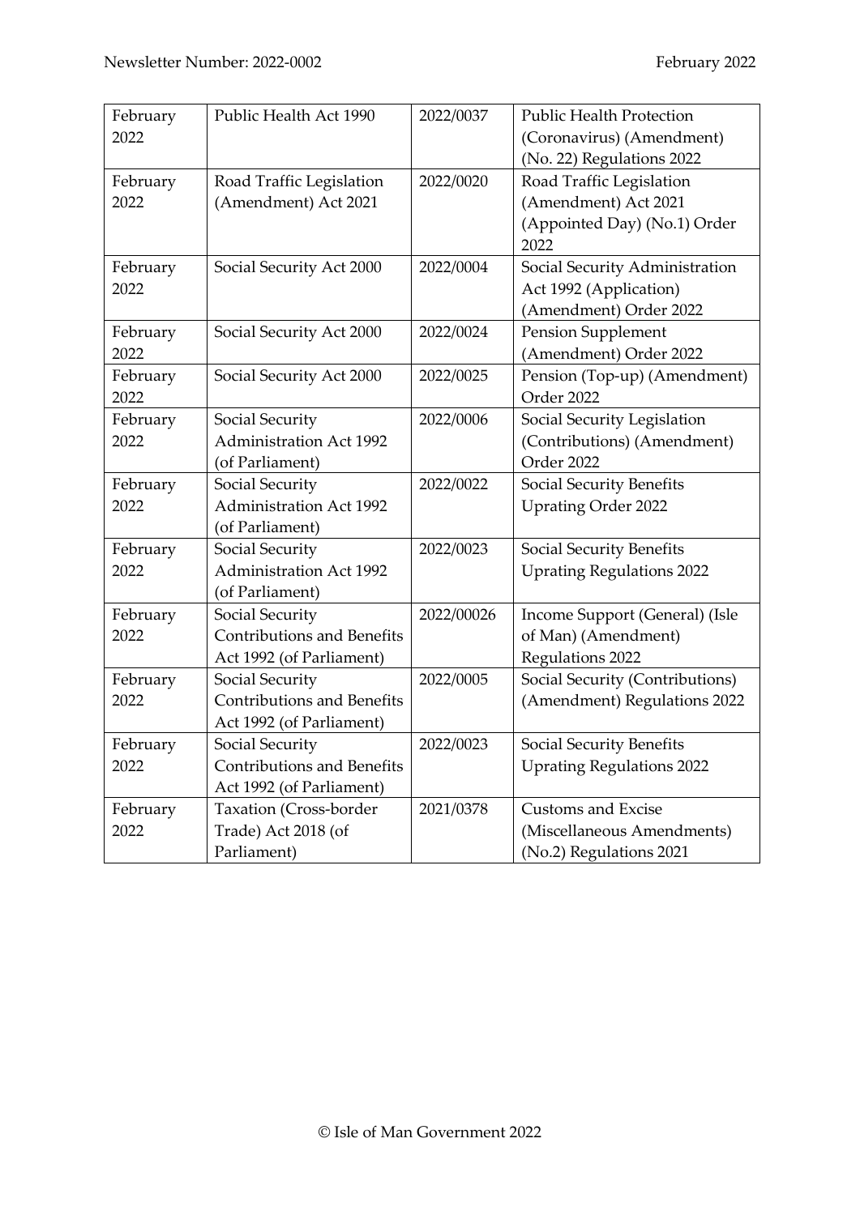| February 2022 | Public Health Act 1990 | 2022/0037 | Public Health Protection (Coronavirus) (Amendment) (No. 22) Regulations 2022 |
|---|---|---|---|
| February 2022 | Road Traffic Legislation (Amendment) Act 2021 | 2022/0020 | Road Traffic Legislation (Amendment) Act 2021 (Appointed Day) (No.1) Order 2022 |
| February 2022 | Social Security Act 2000 | 2022/0004 | Social Security Administration Act 1992 (Application) (Amendment) Order 2022 |
| February 2022 | Social Security Act 2000 | 2022/0024 | Pension Supplement (Amendment) Order 2022 |
| February 2022 | Social Security Act 2000 | 2022/0025 | Pension (Top-up) (Amendment) Order 2022 |
| February 2022 | Social Security Administration Act 1992 (of Parliament) | 2022/0006 | Social Security Legislation (Contributions) (Amendment) Order 2022 |
| February 2022 | Social Security Administration Act 1992 (of Parliament) | 2022/0022 | Social Security Benefits Uprating Order 2022 |
| February 2022 | Social Security Administration Act 1992 (of Parliament) | 2022/0023 | Social Security Benefits Uprating Regulations 2022 |
| February 2022 | Social Security Contributions and Benefits Act 1992 (of Parliament) | 2022/00026 | Income Support (General) (Isle of Man) (Amendment) Regulations 2022 |
| February 2022 | Social Security Contributions and Benefits Act 1992 (of Parliament) | 2022/0005 | Social Security (Contributions) (Amendment) Regulations 2022 |
| February 2022 | Social Security Contributions and Benefits Act 1992 (of Parliament) | 2022/0023 | Social Security Benefits Uprating Regulations 2022 |
| February 2022 | Taxation (Cross-border Trade) Act 2018 (of Parliament) | 2021/0378 | Customs and Excise (Miscellaneous Amendments) (No.2) Regulations 2021 |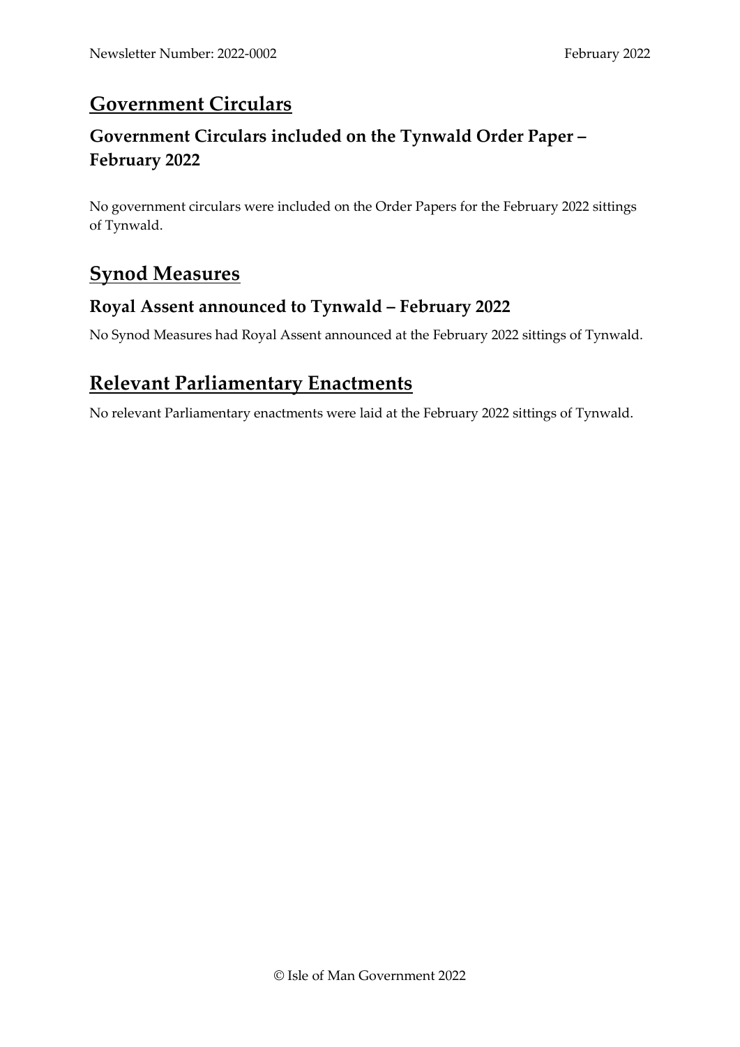# Government Circulars

## Government Circulars included on the Tynwald Order Paper – February 2022

No government circulars were included on the Order Papers for the February 2022 sittings of Tynwald.

# Synod Measures

## Royal Assent announced to Tynwald – February 2022

No Synod Measures had Royal Assent announced at the February 2022 sittings of Tynwald.

# Relevant Parliamentary Enactments

No relevant Parliamentary enactments were laid at the February 2022 sittings of Tynwald.